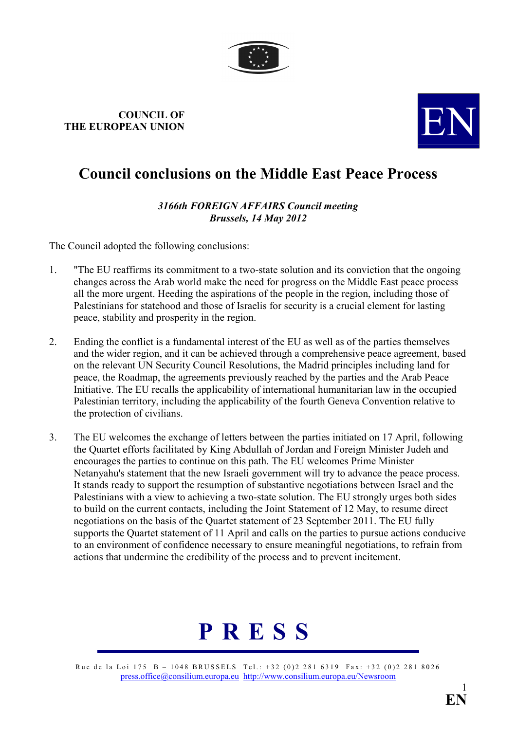COUNCIL OF
THE EUROPEAN UNION

EN

# Council conclusions on the Middle East Peace Process

*3166th FOREIGN AFFAIRS Council meeting*
*Brussels, 14 May 2012*

The Council adopted the following conclusions:

1. "The EU reaffirms its commitment to a two-state solution and its conviction that the ongoing changes across the Arab world make the need for progress on the Middle East peace process all the more urgent. Heeding the aspirations of the people in the region, including those of Palestinians for statehood and those of Israelis for security is a crucial element for lasting peace, stability and prosperity in the region.

2. Ending the conflict is a fundamental interest of the EU as well as of the parties themselves and the wider region, and it can be achieved through a comprehensive peace agreement, based on the relevant UN Security Council Resolutions, the Madrid principles including land for peace, the Roadmap, the agreements previously reached by the parties and the Arab Peace Initiative. The EU recalls the applicability of international humanitarian law in the occupied Palestinian territory, including the applicability of the fourth Geneva Convention relative to the protection of civilians.

3. The EU welcomes the exchange of letters between the parties initiated on 17 April, following the Quartet efforts facilitated by King Abdullah of Jordan and Foreign Minister Judeh and encourages the parties to continue on this path. The EU welcomes Prime Minister Netanyahu's statement that the new Israeli government will try to advance the peace process. It stands ready to support the resumption of substantive negotiations between Israel and the Palestinians with a view to achieving a two-state solution. The EU strongly urges both sides to build on the current contacts, including the Joint Statement of 12 May, to resume direct negotiations on the basis of the Quartet statement of 23 September 2011. The EU fully supports the Quartet statement of 11 April and calls on the parties to pursue actions conducive to an environment of confidence necessary to ensure meaningful negotiations, to refrain from actions that undermine the credibility of the process and to prevent incitement.

**P R E S S**

Rue de la Loi 175 B – 1048 BRUSSELS Tel.: +32 (0)2 281 6319 Fax: +32 (0)2 281 8026
press.office@consilium.europa.eu http://www.consilium.europa.eu/Newsroom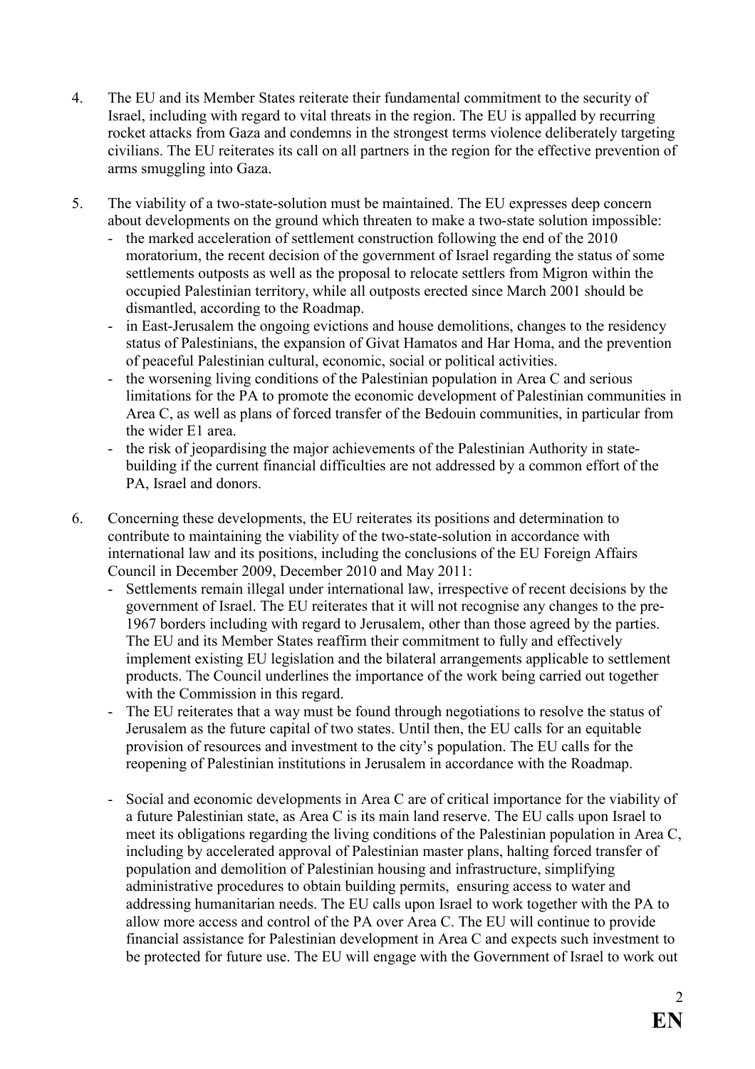4. The EU and its Member States reiterate their fundamental commitment to the security of Israel, including with regard to vital threats in the region. The EU is appalled by recurring rocket attacks from Gaza and condemns in the strongest terms violence deliberately targeting civilians. The EU reiterates its call on all partners in the region for the effective prevention of arms smuggling into Gaza.

5. The viability of a two-state-solution must be maintained. The EU expresses deep concern about developments on the ground which threaten to make a two-state solution impossible:
   - the marked acceleration of settlement construction following the end of the 2010 moratorium, the recent decision of the government of Israel regarding the status of some settlements outposts as well as the proposal to relocate settlers from Migron within the occupied Palestinian territory, while all outposts erected since March 2001 should be dismantled, according to the Roadmap.
   - in East-Jerusalem the ongoing evictions and house demolitions, changes to the residency status of Palestinians, the expansion of Givat Hamatos and Har Homa, and the prevention of peaceful Palestinian cultural, economic, social or political activities.
   - the worsening living conditions of the Palestinian population in Area C and serious limitations for the PA to promote the economic development of Palestinian communities in Area C, as well as plans of forced transfer of the Bedouin communities, in particular from the wider E1 area.
   - the risk of jeopardising the major achievements of the Palestinian Authority in state-building if the current financial difficulties are not addressed by a common effort of the PA, Israel and donors.

6. Concerning these developments, the EU reiterates its positions and determination to contribute to maintaining the viability of the two-state-solution in accordance with international law and its positions, including the conclusions of the EU Foreign Affairs Council in December 2009, December 2010 and May 2011:
   - Settlements remain illegal under international law, irrespective of recent decisions by the government of Israel. The EU reiterates that it will not recognise any changes to the pre-1967 borders including with regard to Jerusalem, other than those agreed by the parties. The EU and its Member States reaffirm their commitment to fully and effectively implement existing EU legislation and the bilateral arrangements applicable to settlement products. The Council underlines the importance of the work being carried out together with the Commission in this regard.
   - The EU reiterates that a way must be found through negotiations to resolve the status of Jerusalem as the future capital of two states. Until then, the EU calls for an equitable provision of resources and investment to the city's population. The EU calls for the reopening of Palestinian institutions in Jerusalem in accordance with the Roadmap.
   - Social and economic developments in Area C are of critical importance for the viability of a future Palestinian state, as Area C is its main land reserve. The EU calls upon Israel to meet its obligations regarding the living conditions of the Palestinian population in Area C, including by accelerated approval of Palestinian master plans, halting forced transfer of population and demolition of Palestinian housing and infrastructure, simplifying administrative procedures to obtain building permits, ensuring access to water and addressing humanitarian needs. The EU calls upon Israel to work together with the PA to allow more access and control of the PA over Area C. The EU will continue to provide financial assistance for Palestinian development in Area C and expects such investment to be protected for future use. The EU will engage with the Government of Israel to work out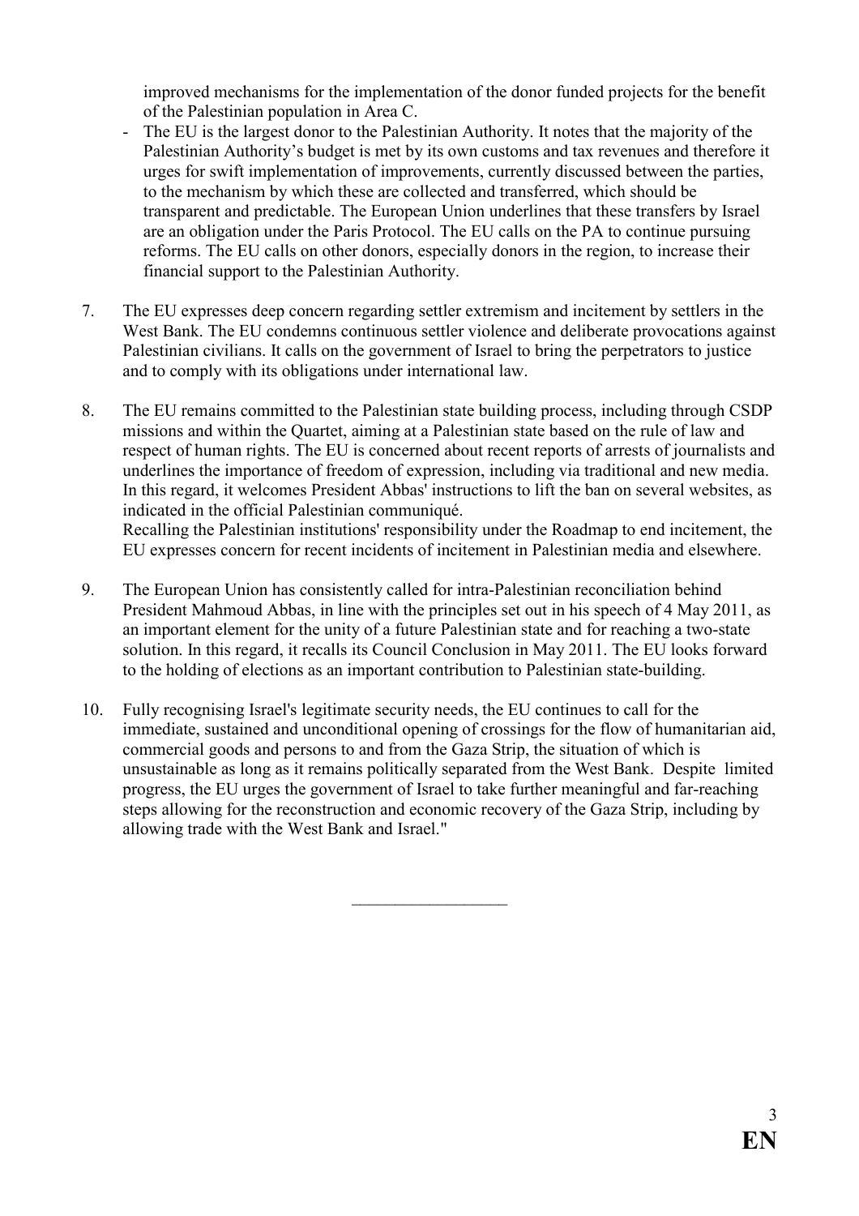improved mechanisms for the implementation of the donor funded projects for the benefit of the Palestinian population in Area C.

- The EU is the largest donor to the Palestinian Authority. It notes that the majority of the Palestinian Authority's budget is met by its own customs and tax revenues and therefore it urges for swift implementation of improvements, currently discussed between the parties, to the mechanism by which these are collected and transferred, which should be transparent and predictable. The European Union underlines that these transfers by Israel are an obligation under the Paris Protocol. The EU calls on the PA to continue pursuing reforms. The EU calls on other donors, especially donors in the region, to increase their financial support to the Palestinian Authority.

7. The EU expresses deep concern regarding settler extremism and incitement by settlers in the West Bank. The EU condemns continuous settler violence and deliberate provocations against Palestinian civilians. It calls on the government of Israel to bring the perpetrators to justice and to comply with its obligations under international law.

8. The EU remains committed to the Palestinian state building process, including through CSDP missions and within the Quartet, aiming at a Palestinian state based on the rule of law and respect of human rights. The EU is concerned about recent reports of arrests of journalists and underlines the importance of freedom of expression, including via traditional and new media. In this regard, it welcomes President Abbas' instructions to lift the ban on several websites, as indicated in the official Palestinian communiqué.
Recalling the Palestinian institutions' responsibility under the Roadmap to end incitement, the EU expresses concern for recent incidents of incitement in Palestinian media and elsewhere.

9. The European Union has consistently called for intra-Palestinian reconciliation behind President Mahmoud Abbas, in line with the principles set out in his speech of 4 May 2011, as an important element for the unity of a future Palestinian state and for reaching a two-state solution. In this regard, it recalls its Council Conclusion in May 2011. The EU looks forward to the holding of elections as an important contribution to Palestinian state-building.

10. Fully recognising Israel's legitimate security needs, the EU continues to call for the immediate, sustained and unconditional opening of crossings for the flow of humanitarian aid, commercial goods and persons to and from the Gaza Strip, the situation of which is unsustainable as long as it remains politically separated from the West Bank. Despite limited progress, the EU urges the government of Israel to take further meaningful and far-reaching steps allowing for the reconstruction and economic recovery of the Gaza Strip, including by allowing trade with the West Bank and Israel."

\_\_\_\_\_\_\_\_\_\_\_\_\_\_\_\_\_\_\_\_